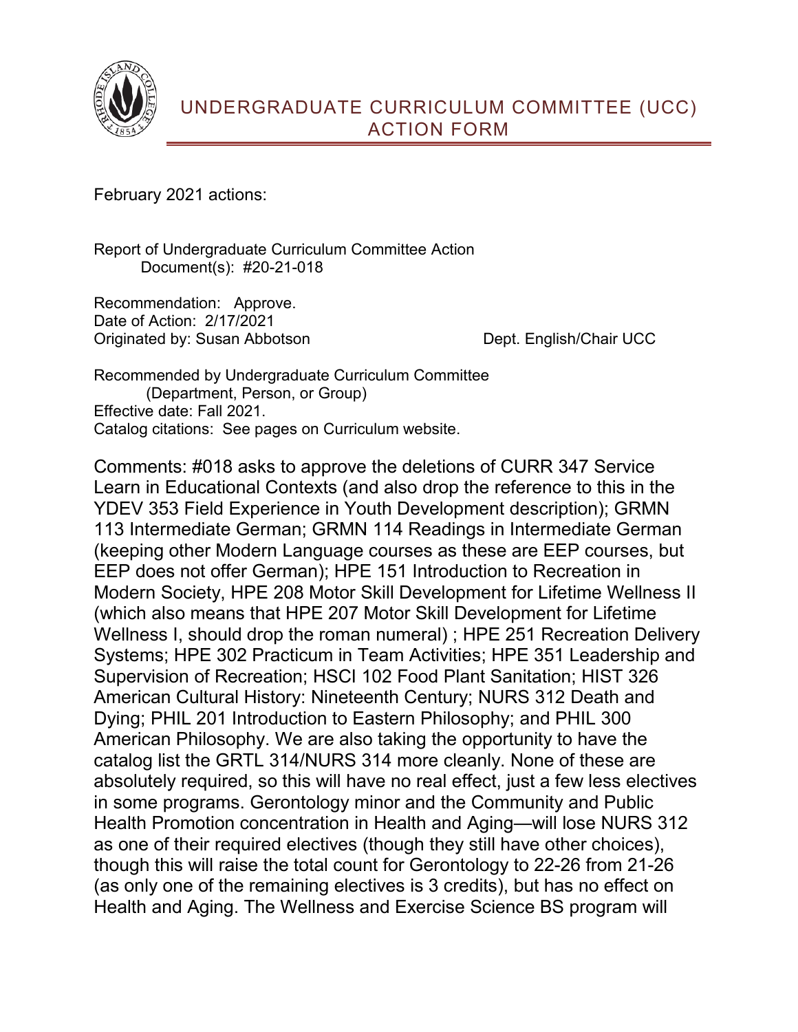# UNDERGRADUATE CURRICULUM COMMITTEE (UCC) ACTION FORM

February 2021 actions:

Report of Undergraduate Curriculum Committee Action
Document(s): #20-21-018

Recommendation: Approve.
Date of Action: 2/17/2021
Originated by: Susan Abbotson Dept. English/Chair UCC

Recommended by Undergraduate Curriculum Committee
(Department, Person, or Group)
Effective date: Fall 2021.
Catalog citations: See pages on Curriculum website.

Comments: #018 asks to approve the deletions of CURR 347 Service Learn in Educational Contexts (and also drop the reference to this in the YDEV 353 Field Experience in Youth Development description); GRMN 113 Intermediate German; GRMN 114 Readings in Intermediate German (keeping other Modern Language courses as these are EEP courses, but EEP does not offer German); HPE 151 Introduction to Recreation in Modern Society, HPE 208 Motor Skill Development for Lifetime Wellness II (which also means that HPE 207 Motor Skill Development for Lifetime Wellness I, should drop the roman numeral) ; HPE 251 Recreation Delivery Systems; HPE 302 Practicum in Team Activities; HPE 351 Leadership and Supervision of Recreation; HSCI 102 Food Plant Sanitation; HIST 326 American Cultural History: Nineteenth Century; NURS 312 Death and Dying; PHIL 201 Introduction to Eastern Philosophy; and PHIL 300 American Philosophy. We are also taking the opportunity to have the catalog list the GRTL 314/NURS 314 more cleanly. None of these are absolutely required, so this will have no real effect, just a few less electives in some programs. Gerontology minor and the Community and Public Health Promotion concentration in Health and Aging—will lose NURS 312 as one of their required electives (though they still have other choices), though this will raise the total count for Gerontology to 22-26 from 21-26 (as only one of the remaining electives is 3 credits), but has no effect on Health and Aging. The Wellness and Exercise Science BS program will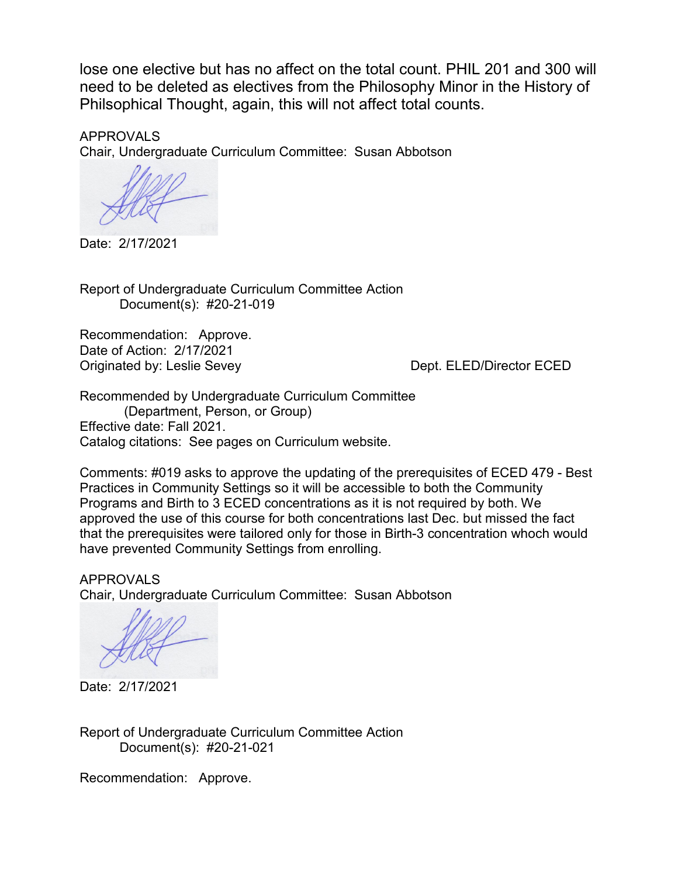lose one elective but has no affect on the total count. PHIL 201 and 300 will need to be deleted as electives from the Philosophy Minor in the History of Philsophical Thought, again, this will not affect total counts.

APPROVALS
Chair, Undergraduate Curriculum Committee: Susan Abbotson

Date: 2/17/2021

Report of Undergraduate Curriculum Committee Action
Document(s): #20-21-019

Recommendation: Approve.
Date of Action: 2/17/2021
Originated by: Leslie Sevey Dept. ELED/Director ECED

Recommended by Undergraduate Curriculum Committee
(Department, Person, or Group)
Effective date: Fall 2021.
Catalog citations: See pages on Curriculum website.

Comments: #019 asks to approve the updating of the prerequisites of ECED 479 - Best Practices in Community Settings so it will be accessible to both the Community Programs and Birth to 3 ECED concentrations as it is not required by both. We approved the use of this course for both concentrations last Dec. but missed the fact that the prerequisites were tailored only for those in Birth-3 concentration whoch would have prevented Community Settings from enrolling.

APPROVALS
Chair, Undergraduate Curriculum Committee: Susan Abbotson

Date: 2/17/2021

Report of Undergraduate Curriculum Committee Action
Document(s): #20-21-021

Recommendation: Approve.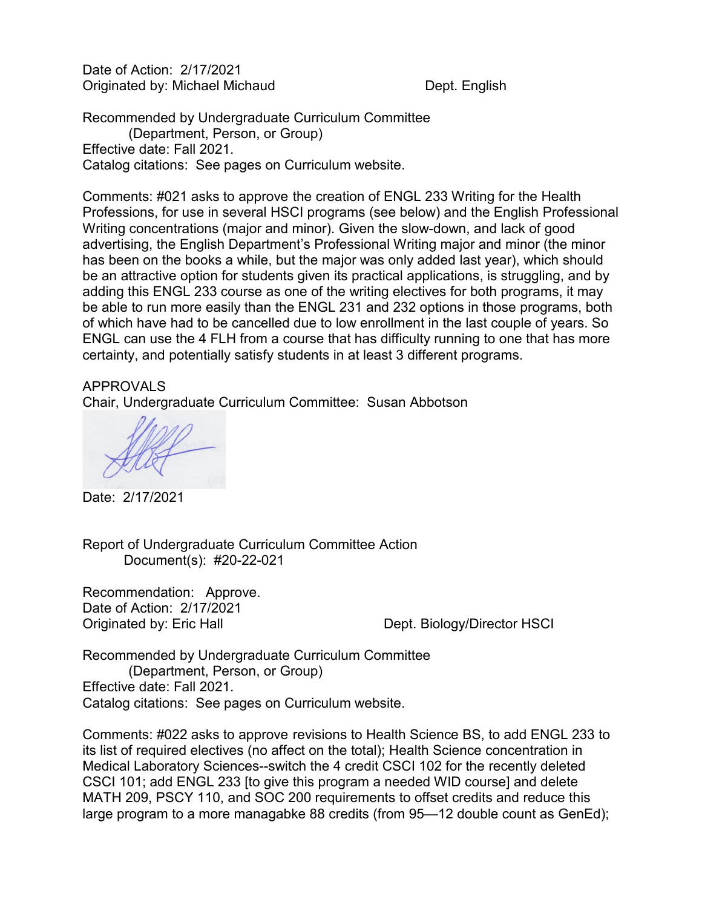Date of Action: 2/17/2021
Originated by: Michael Michaud Dept. English

Recommended by Undergraduate Curriculum Committee
(Department, Person, or Group)
Effective date: Fall 2021.
Catalog citations: See pages on Curriculum website.

Comments: #021 asks to approve the creation of ENGL 233 Writing for the Health Professions, for use in several HSCI programs (see below) and the English Professional Writing concentrations (major and minor). Given the slow-down, and lack of good advertising, the English Department's Professional Writing major and minor (the minor has been on the books a while, but the major was only added last year), which should be an attractive option for students given its practical applications, is struggling, and by adding this ENGL 233 course as one of the writing electives for both programs, it may be able to run more easily than the ENGL 231 and 232 options in those programs, both of which have had to be cancelled due to low enrollment in the last couple of years. So ENGL can use the 4 FLH from a course that has difficulty running to one that has more certainty, and potentially satisfy students in at least 3 different programs.

APPROVALS
Chair, Undergraduate Curriculum Committee: Susan Abbotson

Date: 2/17/2021

Report of Undergraduate Curriculum Committee Action
Document(s): #20-22-021

Recommendation: Approve.
Date of Action: 2/17/2021
Originated by: Eric Hall Dept. Biology/Director HSCI

Recommended by Undergraduate Curriculum Committee
(Department, Person, or Group)
Effective date: Fall 2021.
Catalog citations: See pages on Curriculum website.

Comments: #022 asks to approve revisions to Health Science BS, to add ENGL 233 to its list of required electives (no affect on the total); Health Science concentration in Medical Laboratory Sciences--switch the 4 credit CSCI 102 for the recently deleted CSCI 101; add ENGL 233 [to give this program a needed WID course] and delete MATH 209, PSCY 110, and SOC 200 requirements to offset credits and reduce this large program to a more managabke 88 credits (from 95—12 double count as GenEd);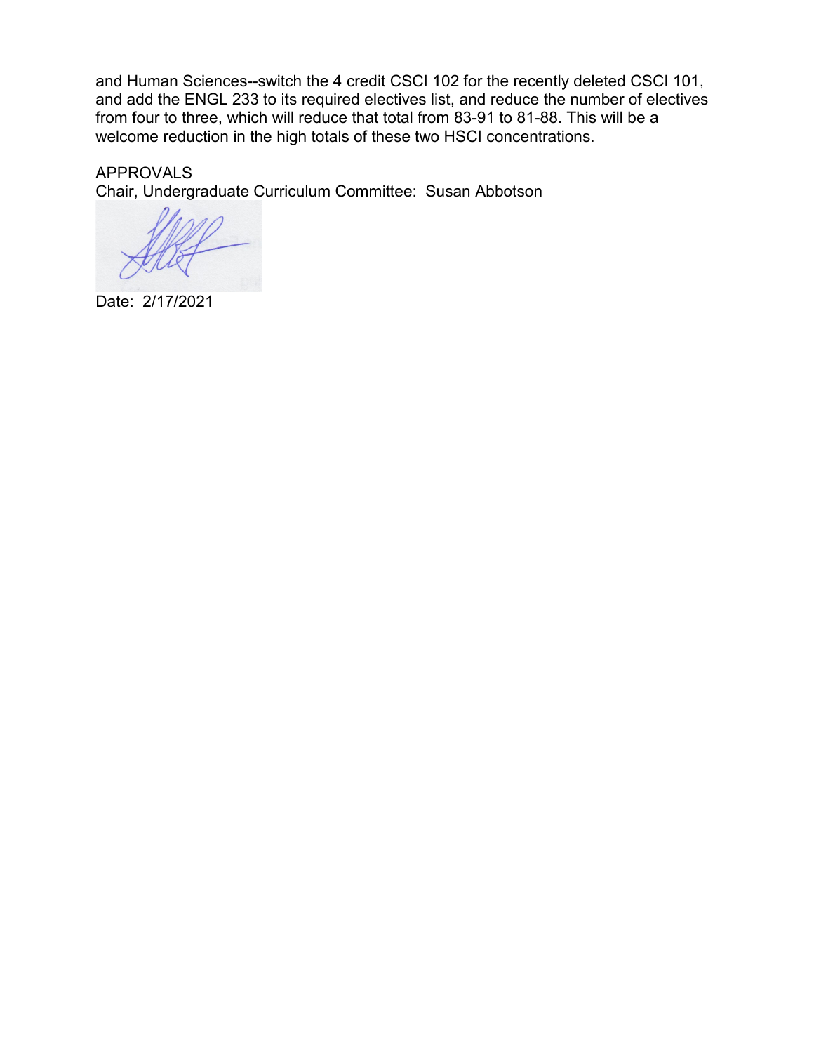and Human Sciences--switch the 4 credit CSCI 102 for the recently deleted CSCI 101, and add the ENGL 233 to its required electives list, and reduce the number of electives from four to three, which will reduce that total from 83-91 to 81-88. This will be a welcome reduction in the high totals of these two HSCI concentrations.

APPROVALS
Chair, Undergraduate Curriculum Committee: Susan Abbotson

Date: 2/17/2021